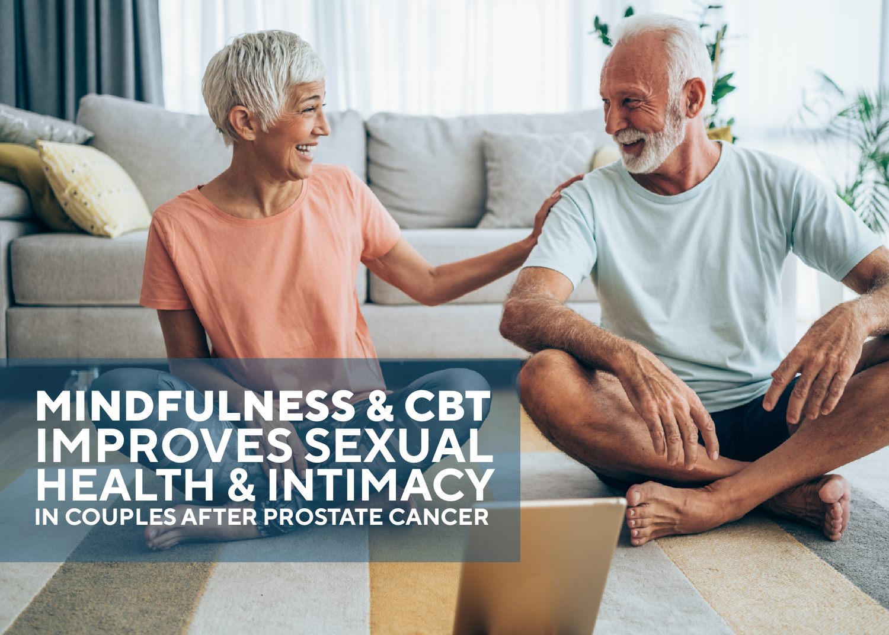# MINDFULNESS & CBT IMPROVES SEXUAL HEALTH & INTIMACY

## IN COUPLES AFTER PROSTATE CANCER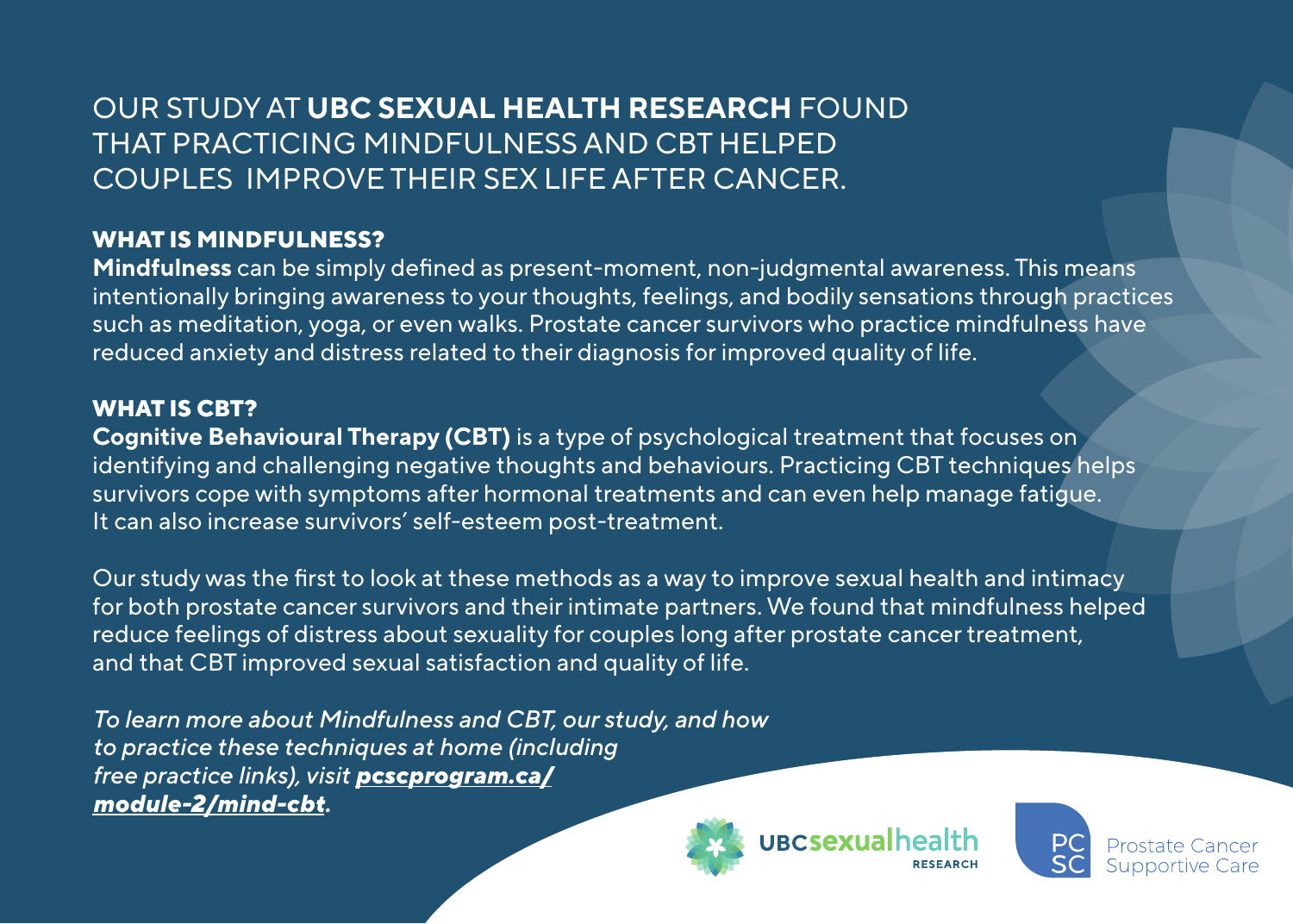# OUR STUDY AT **UBC SEXUAL HEALTH RESEARCH** FOUND THAT PRACTICING MINDFULNESS AND CBT HELPED COUPLES IMPROVE THEIR SEX LIFE AFTER CANCER.

## WHAT IS MINDFULNESS?

**Mindfulness** can be simply defined as present-moment, non-judgmental awareness. This means intentionally bringing awareness to your thoughts, feelings, and bodily sensations through practices such as meditation, yoga, or even walks. Prostate cancer survivors who practice mindfulness have reduced anxiety and distress related to their diagnosis for improved quality of life.

## WHAT IS CBT?

**Cognitive Behavioural Therapy (CBT)** is a type of psychological treatment that focuses on identifying and challenging negative thoughts and behaviours. Practicing CBT techniques helps survivors cope with symptoms after hormonal treatments and can even help manage fatigue. It can also increase survivors' self-esteem post-treatment.

Our study was the first to look at these methods as a way to improve sexual health and intimacy for both prostate cancer survivors and their intimate partners. We found that mindfulness helped reduce feelings of distress about sexuality for couples long after prostate cancer treatment, and that CBT improved sexual satisfaction and quality of life.

*To learn more about Mindfulness and CBT, our study, and how to practice these techniques at home (including free practice links), visit* ***pcscprogram.ca/module-2/mind-cbt****.*

UBC sexual health RESEARCH

PC SC Prostate Cancer Supportive Care